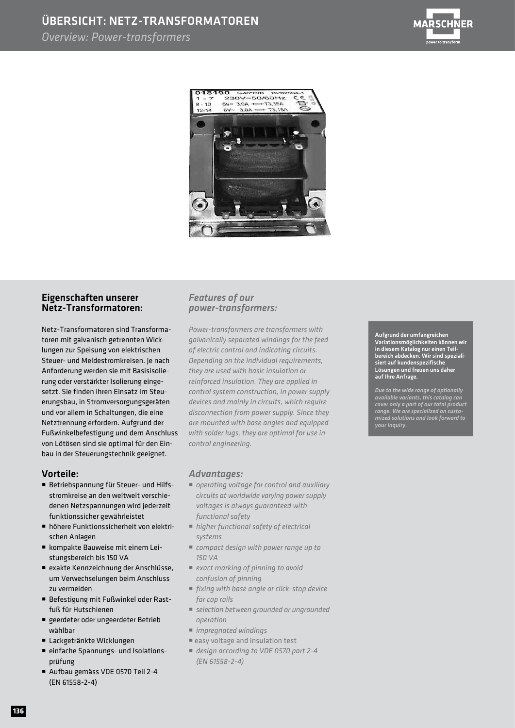# ÜBERSICHT: NETZ-TRANSFORMATOREN

*Overview: Power-transformers*

## Eigenschaften unserer Netz-Transformatoren:

Netz-Transformatoren sind Transformatoren mit galvanisch getrennten Wicklungen zur Speisung von elektrischen Steuer- und Meldestromkreisen. Je nach Anforderung werden sie mit Basisisolierung oder verstärkter Isolierung eingesetzt. Sie finden ihren Einsatz im Steuerungsbau, in Stromversorgungsgeräten und vor allem in Schaltungen, die eine Netztrennung erfordern. Aufgrund der Fußwinkelbefestigung und dem Anschluss von Lötösen sind sie optimal für den Einbau in der Steuerungstechnik geeignet.

### Vorteile:

- Betriebspannung für Steuer- und Hilfsstromkreise an den weltweit verschiedenen Netzspannungen wird jederzeit funktionssicher gewährleistet
- höhere Funktionssicherheit von elektrischen Anlagen
- kompakte Bauweise mit einem Leistungsbereich bis 150 VA
- exakte Kennzeichnung der Anschlüsse, um Verwechselungen beim Anschluss zu vermeiden
- Befestigung mit Fußwinkel oder Rastfuß für Hutschienen
- geerdeter oder ungeerdeter Betrieb wählbar
- Lackgetränkte Wicklungen
- einfache Spannungs- und Isolationsprüfung
- Aufbau gemäss VDE 0570 Teil 2-4 (EN 61558-2-4)

## *Features of our power-transformers:*

*Power-transformers are transformers with galvanically separated windings for the feed of electric control and indicating circuits. Depending on the individual requirements, they are used with basic insulation or reinforced insulation. They are applied in control system construction, in power supply devices and mainly in circuits, which require disconnection from power supply. Since they are mounted with base angles and equipped with solder lugs, they are optimal for use in control engineering.*

### *Advantages:*

- *operating voltage for control and auxiliary circuits at worldwide varying power supply voltages is always guaranteed with functional safety*
- *higher functional safety of electrical systems*
- *compact design with power range up to 150 VA*
- *exact marking of pinning to avoid confusion of pinning*
- *fixing with base angle or click-stop device for cap rails*
- *selection between grounded or ungrounded operation*
- *impregnated windings*
- easy voltage and insulation test
- *design according to VDE 0570 part 2-4 (EN 61558-2-4)*

**Aufgrund der umfangreichen Variationsmöglichkeiten können wir in diesem Katalog nur einen Teilbereich abdecken. Wir sind spezialisiert auf kundenspezifische Lösungen und freuen uns daher auf Ihre Anfrage.**

***Due to the wide range of optionally available variants, this catalog can cover only a part of our total product range. We are specialized on customized solutions and look forward to your inquiry.***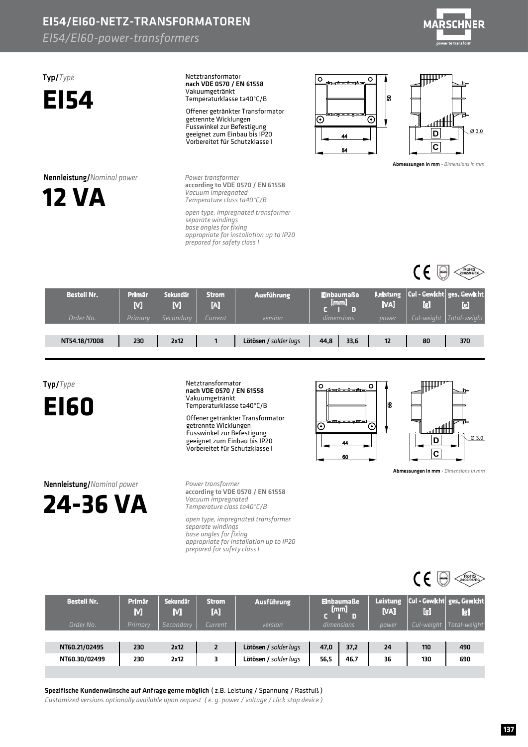# EI54/EI60-NETZ-TRANSFORMATOREN

*EI54/EI60-power-transformers*

## Typ/*Type*

# EI54

Netztransformator
**nach VDE 0570 / EN 61558**
Vakuumgetränkt
Temperaturklasse ta40°C/B

Offener getränkter Transformator
getrennte Wicklungen
Fusswinkel zur Befestigung
geeignet zum Einbau bis IP20
Vorbereitet für Schutzklasse I

**Abmessungen in mm** - *Dimensions in mm*

## Nennleistung/*Nominal power*

# 12 VA

*Power transformer*
**according to VDE 0570 / EN 61558**
*Vacuum impregnated*
*Temperature class ta40°C/B*

*open type, impregnated transformer*
*separate windings*
*base angles for fixing*
*appropriate for installation up to IP20*
*prepared for safety class I*

| Bestell Nr. *Order No.* | Primär [V] *Primary* | Sekundär [V] *Secondary* | Strom [A] *Current* | Ausführung *version* | Einbaumaße [mm] C *dimensions* | D | Leistung [VA] *power* | Cul - Gewicht [g] *Cul-weight* | ges. Gewicht [g] *Total-weight* |
|---|---|---|---|---|---|---|---|---|---|
| NT54.18/17008 | 230 | 2x12 | 1 | Lötösen / *solder lugs* | 44,8 | 33,6 | 12 | 80 | 370 |

## Typ/*Type*

# EI60

Netztransformator
**nach VDE 0570 / EN 61558**
Vakuumgetränkt
Temperaturklasse ta40°C/B

Offener getränkter Transformator
getrennte Wicklungen
Fusswinkel zur Befestigung
geeignet zum Einbau bis IP20
Vorbereitet für Schutzklasse I

**Abmessungen in mm** - *Dimensions in mm*

## Nennleistung/*Nominal power*

# 24-36 VA

*Power transformer*
**according to VDE 0570 / EN 61558**
*Vacuum impregnated*
*Temperature class ta40°C/B*

*open type, impregnated transformer*
*separate windings*
*base angles for fixing*
*appropriate for installation up to IP20*
*prepared for safety class I*

| Bestell Nr. *Order No.* | Primär [V] *Primary* | Sekundär [V] *Secondary* | Strom [A] *Current* | Ausführung *version* | Einbaumaße [mm] C *dimensions* | D | Leistung [VA] *power* | Cul - Gewicht [g] *Cul-weight* | ges. Gewicht [g] *Total-weight* |
|---|---|---|---|---|---|---|---|---|---|
| NT60.21/02495 | 230 | 2x12 | 2 | Lötösen / *solder lugs* | 47,0 | 37,2 | 24 | 110 | 490 |
| NT60.30/02499 | 230 | 2x12 | 3 | Lötösen / *solder lugs* | 56,5 | 46,7 | 36 | 130 | 690 |

**Spezifische Kundenwünsche auf Anfrage gerne möglich** ( z.B. Leistung / Spannung / Rastfuß )
*Customized versions optionally available upon request ( e. g. power / voltage / click stop device )*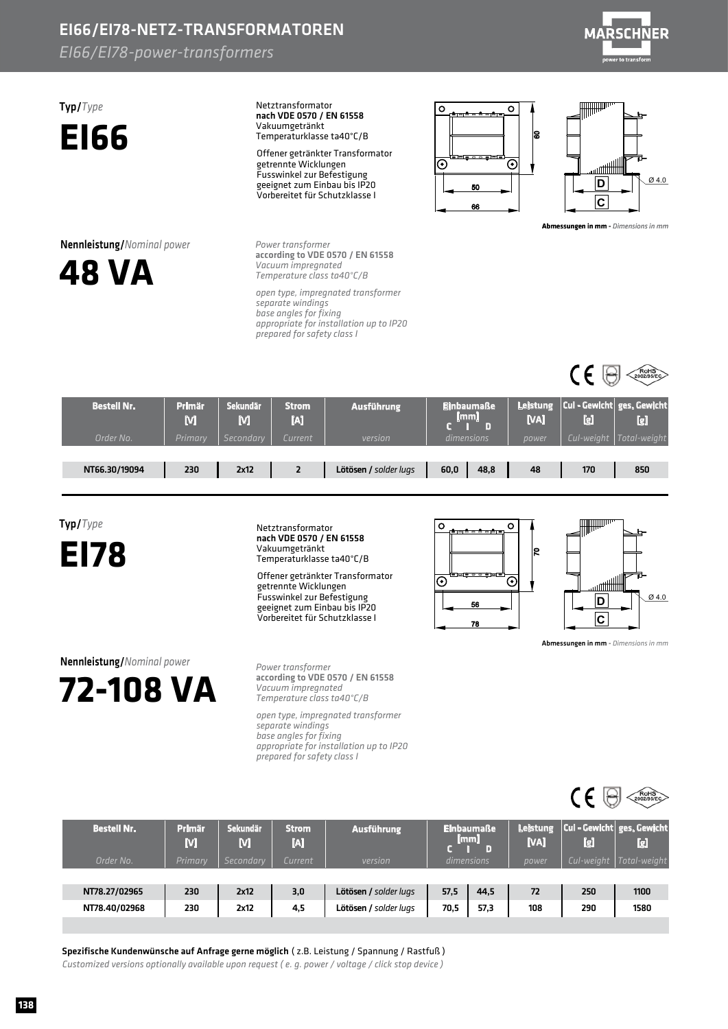# EI66/EI78-NETZ-TRANSFORMATOREN

*EI66/EI78-power-transformers*

**Typ/***Type*

## EI66

Netztransformator
**nach VDE 0570 / EN 61558**
Vakuumgetränkt
Temperaturklasse ta40°C/B

Offener getränkter Transformator
getrennte Wicklungen
Fusswinkel zur Befestigung
geeignet zum Einbau bis IP20
Vorbereitet für Schutzklasse I

**Abmessungen in mm -** *Dimensions in mm*

**Nennleistung/***Nominal power*

## 48 VA

*Power transformer*
**according to VDE 0570 / EN 61558**
*Vacuum impregnated*
*Temperature class ta40°C/B*

*open type, impregnated transformer*
*separate windings*
*base angles for fixing*
*appropriate for installation up to IP20*
*prepared for safety class I*

| Bestell Nr. *Order No.* | Primär [V] *Primary* | Sekundär [V] *Secondary* | Strom [A] *Current* | Ausführung *version* | Einbaumaße [mm] C *dimensions* | D | Leistung [VA] *power* | Cul - Gewicht [g] *Cul-weight* | ges. Gewicht [g] *Total-weight* |
|---|---|---|---|---|---|---|---|---|---|
| NT66.30/19094 | 230 | 2x12 | 2 | Lötösen / *solder lugs* | 60,0 | 48,8 | 48 | 170 | 850 |

**Typ/***Type*

## EI78

Netztransformator
**nach VDE 0570 / EN 61558**
Vakuumgetränkt
Temperaturklasse ta40°C/B

Offener getränkter Transformator
getrennte Wicklungen
Fusswinkel zur Befestigung
geeignet zum Einbau bis IP20
Vorbereitet für Schutzklasse I

**Abmessungen in mm -** *Dimensions in mm*

**Nennleistung/***Nominal power*

## 72-108 VA

*Power transformer*
**according to VDE 0570 / EN 61558**
*Vacuum impregnated*
*Temperature class ta40°C/B*

*open type, impregnated transformer*
*separate windings*
*base angles for fixing*
*appropriate for installation up to IP20*
*prepared for safety class I*

| Bestell Nr. *Order No.* | Primär [V] *Primary* | Sekundär [V] *Secondary* | Strom [A] *Current* | Ausführung *version* | Einbaumaße [mm] C *dimensions* | D | Leistung [VA] *power* | Cul - Gewicht [g] *Cul-weight* | ges. Gewicht [g] *Total-weight* |
|---|---|---|---|---|---|---|---|---|---|
| NT78.27/02965 | 230 | 2x12 | 3,0 | Lötösen / *solder lugs* | 57,5 | 44,5 | 72 | 250 | 1100 |
| NT78.40/02968 | 230 | 2x12 | 4,5 | Lötösen / *solder lugs* | 70,5 | 57,3 | 108 | 290 | 1580 |

**Spezifische Kundenwünsche auf Anfrage gerne möglich** ( z.B. Leistung / Spannung / Rastfuß )

*Customized versions optionally available upon request ( e. g. power / voltage / click stop device )*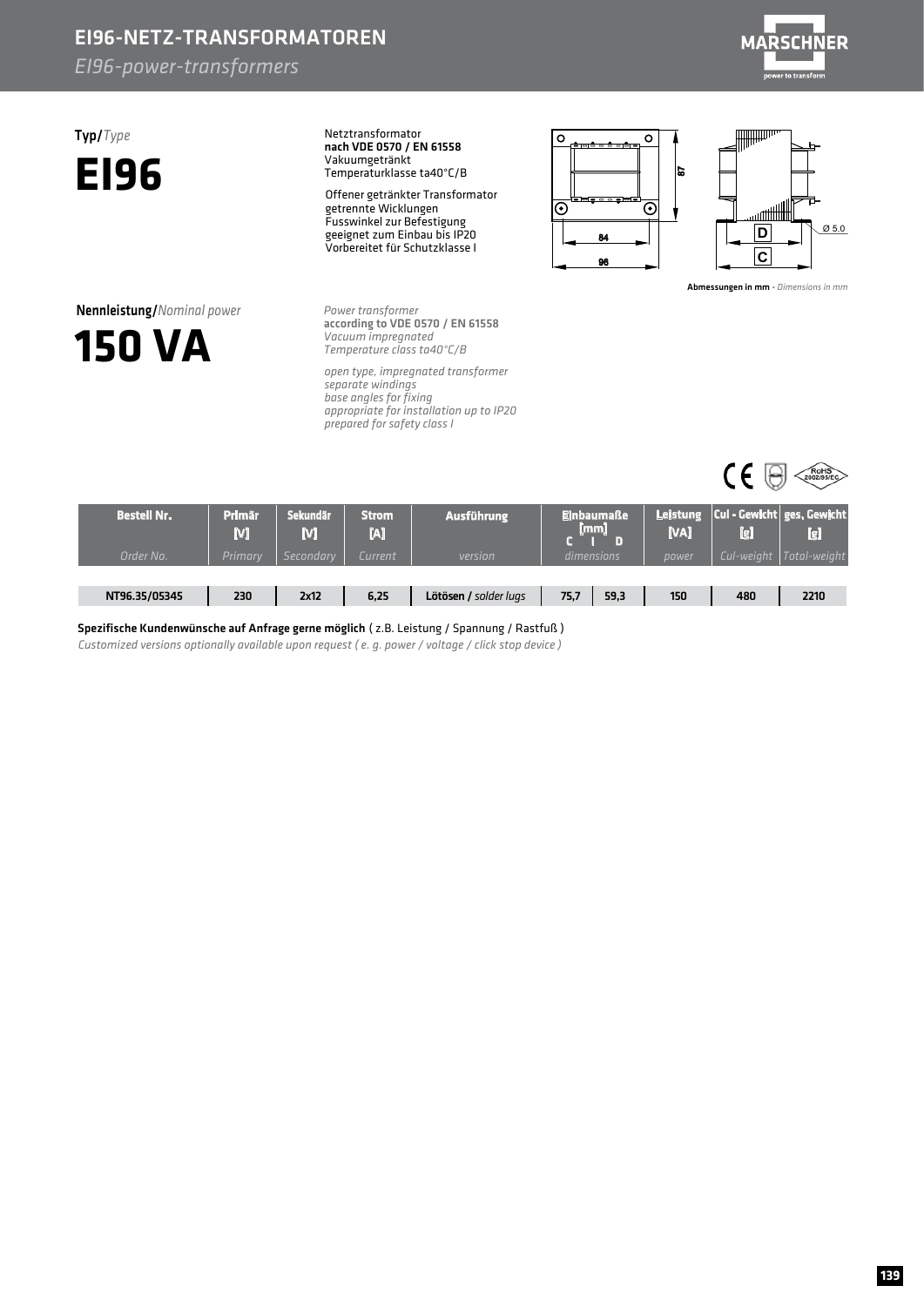# EI96-NETZ-TRANSFORMATOREN

*EI96-power-transformers*

**Typ/***Type*

# EI96

Netztransformator
**nach VDE 0570 / EN 61558**
Vakuumgetränkt
Temperaturklasse ta40°C/B

Offener getränkter Transformator
getrennte Wicklungen
Fusswinkel zur Befestigung
geeignet zum Einbau bis IP20
Vorbereitet für Schutzklasse I

87

84

96

D

C

Ø 5.0

**Abmessungen in mm** - *Dimensions in mm*

**Nennleistung/***Nominal power*

# 150 VA

*Power transformer*
**according to VDE 0570 / EN 61558**
*Vacuum impregnated*
*Temperature class ta40°C/B*

*open type, impregnated transformer*
*separate windings*
*base angles for fixing*
*appropriate for installation up to IP20*
*prepared for safety class I*

| Bestell Nr. *Order No.* | Primär [V] *Primary* | Sekundär [V] *Secondary* | Strom [A] *Current* | Ausführung *version* | Einbaumaße [mm] C *dimensions* | Einbaumaße [mm] D *dimensions* | Leistung [VA] *power* | Cul - Gewicht [g] *Cul-weight* | ges. Gewicht [g] *Total-weight* |
|---|---|---|---|---|---|---|---|---|---|
| NT96.35/05345 | 230 | 2x12 | 6,25 | Lötösen / *solder lugs* | 75,7 | 59,3 | 150 | 480 | 2210 |

**Spezifische Kundenwünsche auf Anfrage gerne möglich** ( z.B. Leistung / Spannung / Rastfuß )

*Customized versions optionally available upon request ( e. g. power / voltage / click stop device )*